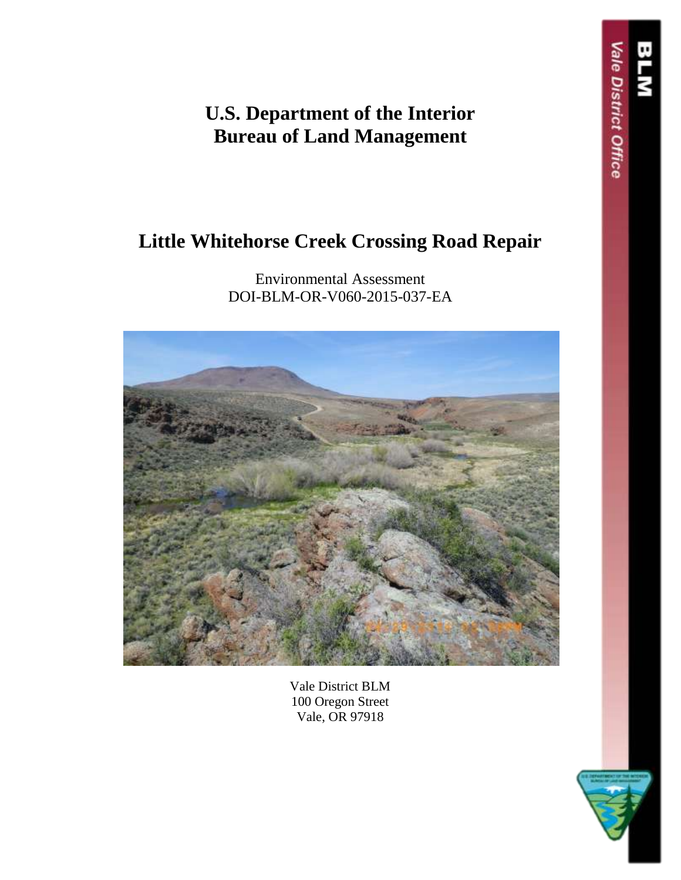# U.S. Department of the Interior
# Bureau of Land Management

## Little Whitehorse Creek Crossing Road Repair

Environmental Assessment
DOI-BLM-OR-V060-2015-037-EA

Vale District BLM
100 Oregon Street
Vale, OR 97918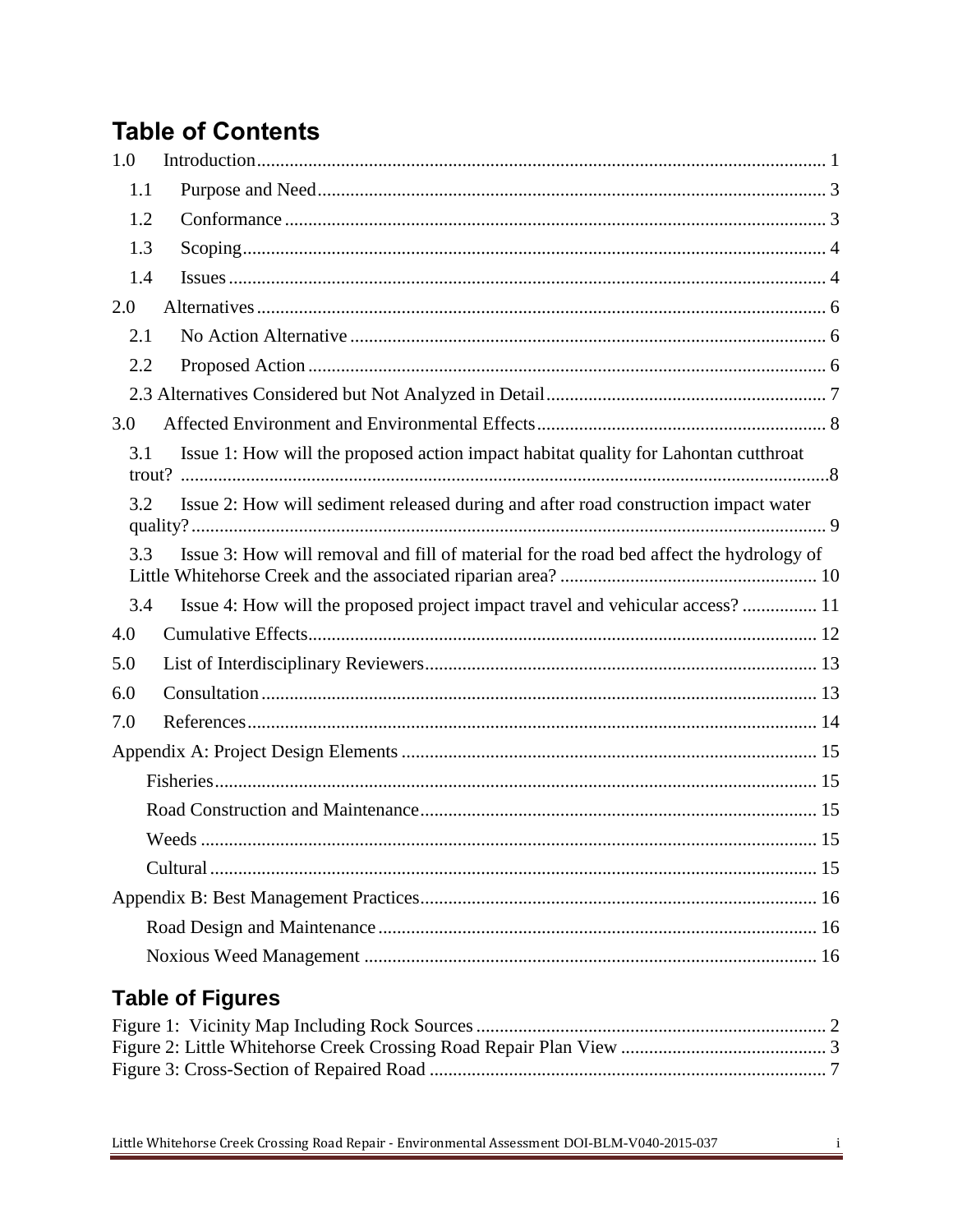## Table of Contents

1.0 Introduction ... 1
- 1.1 Purpose and Need ... 3
- 1.2 Conformance ... 3
- 1.3 Scoping ... 4
- 1.4 Issues ... 4

2.0 Alternatives ... 6
- 2.1 No Action Alternative ... 6
- 2.2 Proposed Action ... 6
- 2.3 Alternatives Considered but Not Analyzed in Detail ... 7

3.0 Affected Environment and Environmental Effects ... 8
- 3.1 Issue 1: How will the proposed action impact habitat quality for Lahontan cutthroat trout? ... 8
- 3.2 Issue 2: How will sediment released during and after road construction impact water quality? ... 9
- 3.3 Issue 3: How will removal and fill of material for the road bed affect the hydrology of Little Whitehorse Creek and the associated riparian area? ... 10
- 3.4 Issue 4: How will the proposed project impact travel and vehicular access? ... 11

4.0 Cumulative Effects ... 12

5.0 List of Interdisciplinary Reviewers ... 13

6.0 Consultation ... 13

7.0 References ... 14

Appendix A: Project Design Elements ... 15
- Fisheries ... 15
- Road Construction and Maintenance ... 15
- Weeds ... 15
- Cultural ... 15

Appendix B: Best Management Practices ... 16
- Road Design and Maintenance ... 16
- Noxious Weed Management ... 16

## Table of Figures

Figure 1: Vicinity Map Including Rock Sources ... 2
Figure 2: Little Whitehorse Creek Crossing Road Repair Plan View ... 3
Figure 3: Cross-Section of Repaired Road ... 7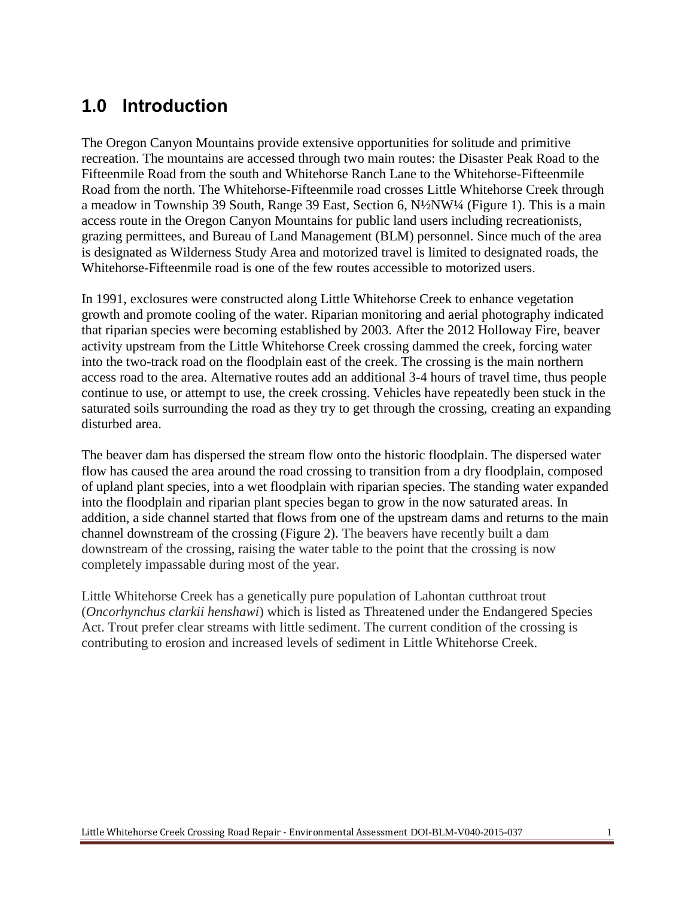## 1.0 Introduction

The Oregon Canyon Mountains provide extensive opportunities for solitude and primitive recreation. The mountains are accessed through two main routes: the Disaster Peak Road to the Fifteenmile Road from the south and Whitehorse Ranch Lane to the Whitehorse-Fifteenmile Road from the north. The Whitehorse-Fifteenmile road crosses Little Whitehorse Creek through a meadow in Township 39 South, Range 39 East, Section 6, N½NW¼ (Figure 1). This is a main access route in the Oregon Canyon Mountains for public land users including recreationists, grazing permittees, and Bureau of Land Management (BLM) personnel. Since much of the area is designated as Wilderness Study Area and motorized travel is limited to designated roads, the Whitehorse-Fifteenmile road is one of the few routes accessible to motorized users.

In 1991, exclosures were constructed along Little Whitehorse Creek to enhance vegetation growth and promote cooling of the water. Riparian monitoring and aerial photography indicated that riparian species were becoming established by 2003. After the 2012 Holloway Fire, beaver activity upstream from the Little Whitehorse Creek crossing dammed the creek, forcing water into the two-track road on the floodplain east of the creek. The crossing is the main northern access road to the area. Alternative routes add an additional 3-4 hours of travel time, thus people continue to use, or attempt to use, the creek crossing. Vehicles have repeatedly been stuck in the saturated soils surrounding the road as they try to get through the crossing, creating an expanding disturbed area.

The beaver dam has dispersed the stream flow onto the historic floodplain. The dispersed water flow has caused the area around the road crossing to transition from a dry floodplain, composed of upland plant species, into a wet floodplain with riparian species. The standing water expanded into the floodplain and riparian plant species began to grow in the now saturated areas. In addition, a side channel started that flows from one of the upstream dams and returns to the main channel downstream of the crossing (Figure 2). The beavers have recently built a dam downstream of the crossing, raising the water table to the point that the crossing is now completely impassable during most of the year.

Little Whitehorse Creek has a genetically pure population of Lahontan cutthroat trout (*Oncorhynchus clarkii henshawi*) which is listed as Threatened under the Endangered Species Act. Trout prefer clear streams with little sediment. The current condition of the crossing is contributing to erosion and increased levels of sediment in Little Whitehorse Creek.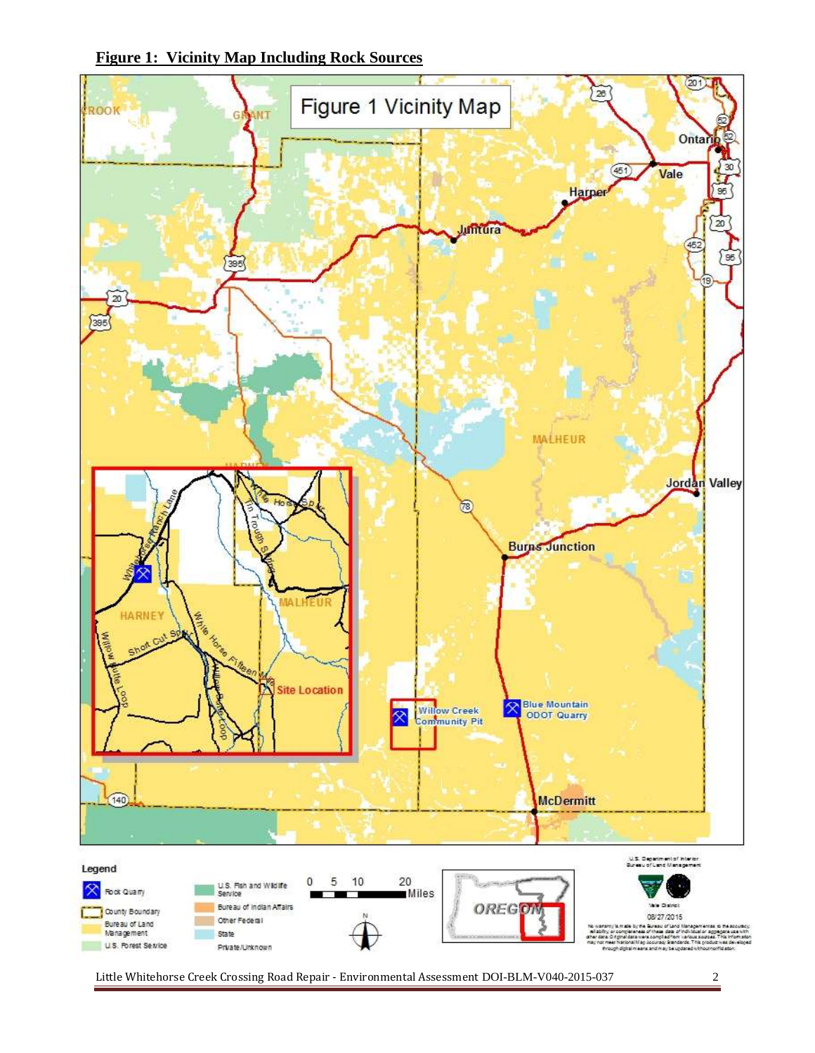**Figure 1: Vicinity Map Including Rock Sources**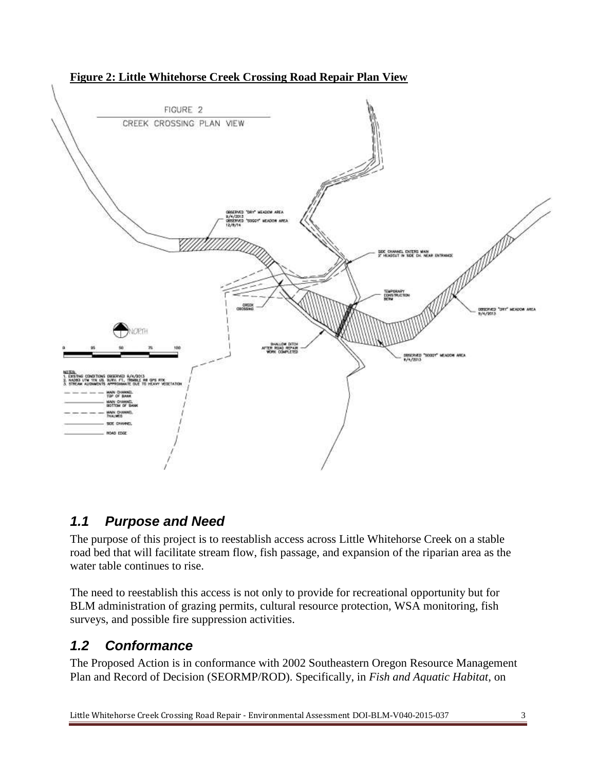**Figure 2: Little Whitehorse Creek Crossing Road Repair Plan View**

## *1.1 Purpose and Need*

The purpose of this project is to reestablish access across Little Whitehorse Creek on a stable road bed that will facilitate stream flow, fish passage, and expansion of the riparian area as the water table continues to rise.

The need to reestablish this access is not only to provide for recreational opportunity but for BLM administration of grazing permits, cultural resource protection, WSA monitoring, fish surveys, and possible fire suppression activities.

## *1.2 Conformance*

The Proposed Action is in conformance with 2002 Southeastern Oregon Resource Management Plan and Record of Decision (SEORMP/ROD). Specifically, in *Fish and Aquatic Habitat*, on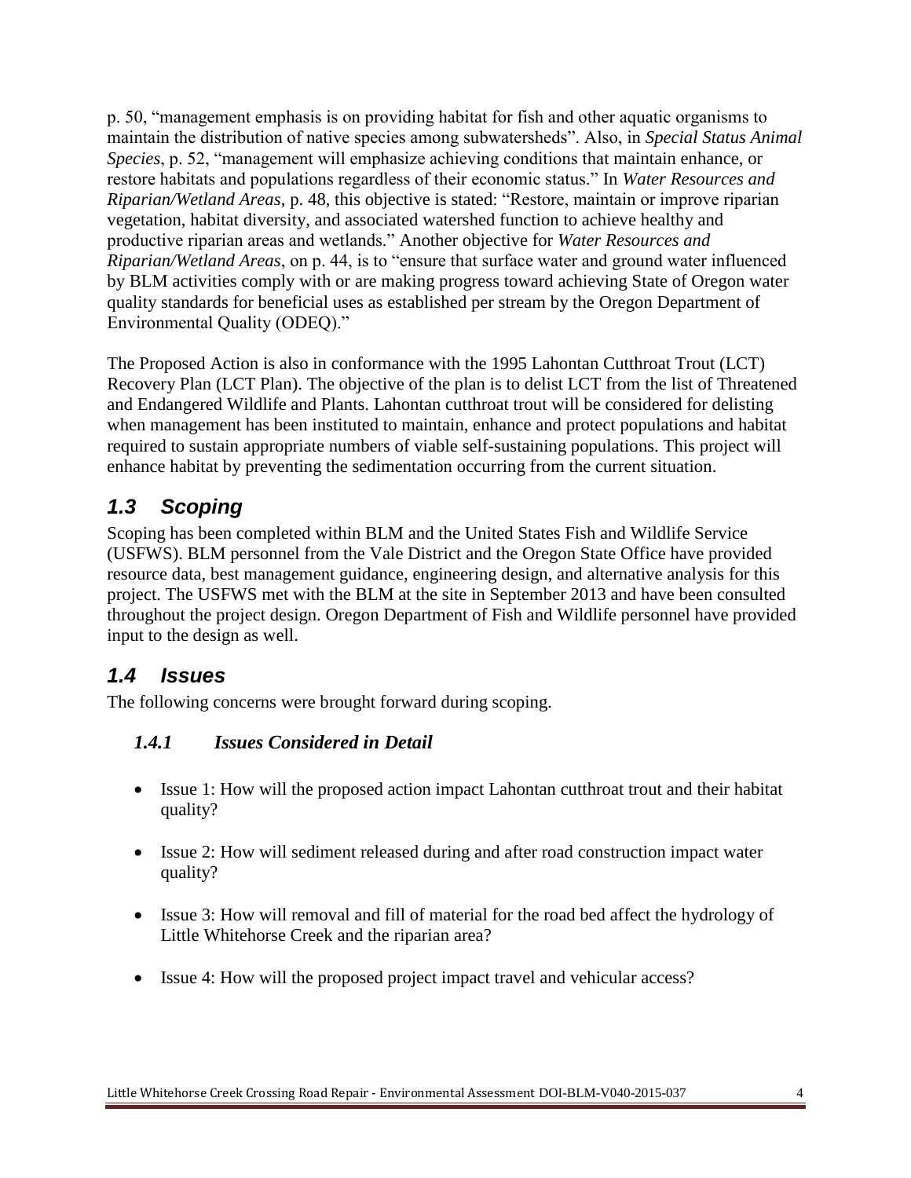p. 50, "management emphasis is on providing habitat for fish and other aquatic organisms to maintain the distribution of native species among subwatersheds". Also, in *Special Status Animal Species*, p. 52, "management will emphasize achieving conditions that maintain enhance, or restore habitats and populations regardless of their economic status." In *Water Resources and Riparian/Wetland Areas*, p. 48, this objective is stated: "Restore, maintain or improve riparian vegetation, habitat diversity, and associated watershed function to achieve healthy and productive riparian areas and wetlands." Another objective for *Water Resources and Riparian/Wetland Areas*, on p. 44, is to "ensure that surface water and ground water influenced by BLM activities comply with or are making progress toward achieving State of Oregon water quality standards for beneficial uses as established per stream by the Oregon Department of Environmental Quality (ODEQ)."

The Proposed Action is also in conformance with the 1995 Lahontan Cutthroat Trout (LCT) Recovery Plan (LCT Plan). The objective of the plan is to delist LCT from the list of Threatened and Endangered Wildlife and Plants. Lahontan cutthroat trout will be considered for delisting when management has been instituted to maintain, enhance and protect populations and habitat required to sustain appropriate numbers of viable self-sustaining populations. This project will enhance habitat by preventing the sedimentation occurring from the current situation.

## *1.3 Scoping*

Scoping has been completed within BLM and the United States Fish and Wildlife Service (USFWS). BLM personnel from the Vale District and the Oregon State Office have provided resource data, best management guidance, engineering design, and alternative analysis for this project. The USFWS met with the BLM at the site in September 2013 and have been consulted throughout the project design. Oregon Department of Fish and Wildlife personnel have provided input to the design as well.

## *1.4 Issues*

The following concerns were brought forward during scoping.

### *1.4.1 Issues Considered in Detail*

- Issue 1: How will the proposed action impact Lahontan cutthroat trout and their habitat quality?
- Issue 2: How will sediment released during and after road construction impact water quality?
- Issue 3: How will removal and fill of material for the road bed affect the hydrology of Little Whitehorse Creek and the riparian area?
- Issue 4: How will the proposed project impact travel and vehicular access?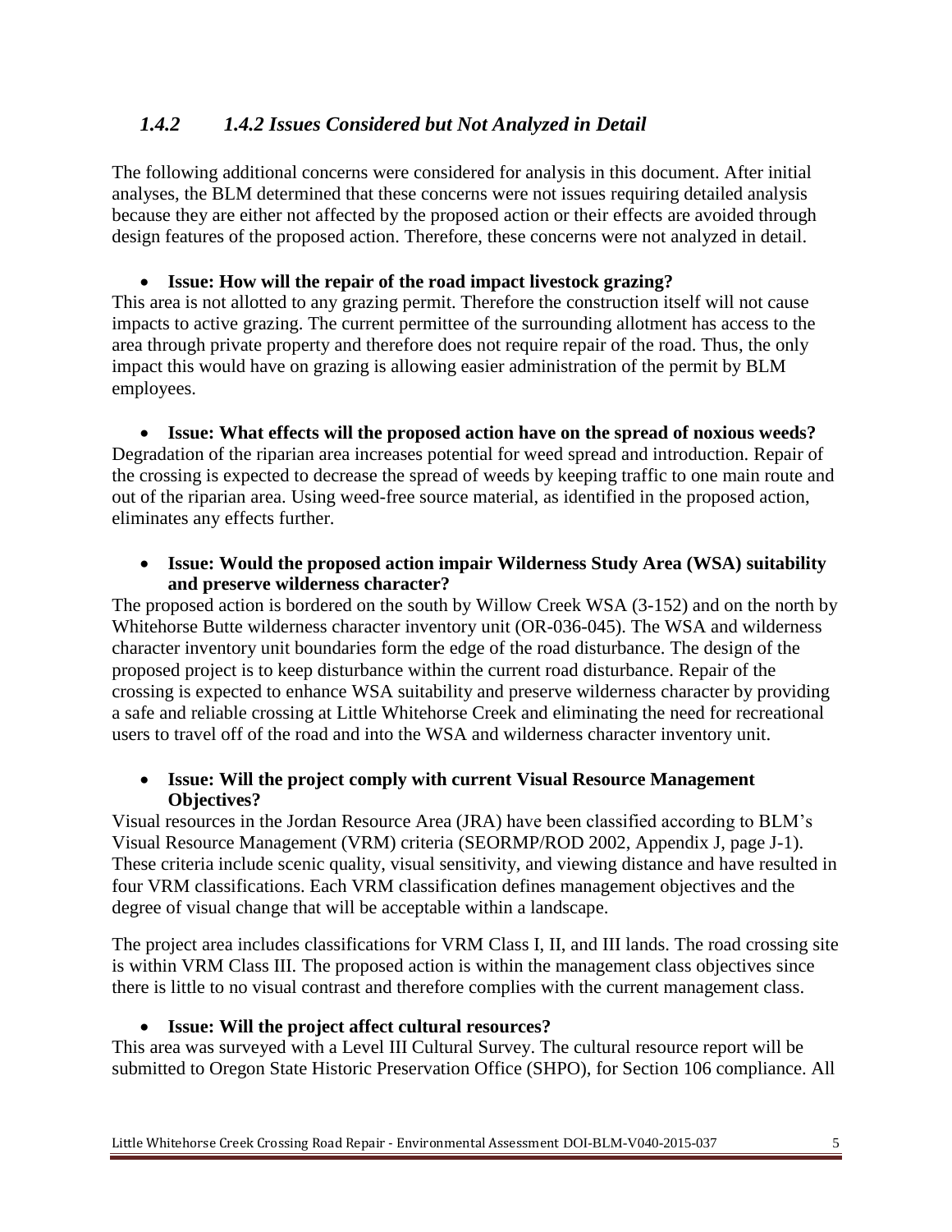### *1.4.2 1.4.2 Issues Considered but Not Analyzed in Detail*

The following additional concerns were considered for analysis in this document. After initial analyses, the BLM determined that these concerns were not issues requiring detailed analysis because they are either not affected by the proposed action or their effects are avoided through design features of the proposed action. Therefore, these concerns were not analyzed in detail.

- **Issue: How will the repair of the road impact livestock grazing?**

This area is not allotted to any grazing permit. Therefore the construction itself will not cause impacts to active grazing. The current permittee of the surrounding allotment has access to the area through private property and therefore does not require repair of the road. Thus, the only impact this would have on grazing is allowing easier administration of the permit by BLM employees.

- **Issue: What effects will the proposed action have on the spread of noxious weeds?**

Degradation of the riparian area increases potential for weed spread and introduction. Repair of the crossing is expected to decrease the spread of weeds by keeping traffic to one main route and out of the riparian area. Using weed-free source material, as identified in the proposed action, eliminates any effects further.

- **Issue: Would the proposed action impair Wilderness Study Area (WSA) suitability and preserve wilderness character?**

The proposed action is bordered on the south by Willow Creek WSA (3-152) and on the north by Whitehorse Butte wilderness character inventory unit (OR-036-045). The WSA and wilderness character inventory unit boundaries form the edge of the road disturbance. The design of the proposed project is to keep disturbance within the current road disturbance. Repair of the crossing is expected to enhance WSA suitability and preserve wilderness character by providing a safe and reliable crossing at Little Whitehorse Creek and eliminating the need for recreational users to travel off of the road and into the WSA and wilderness character inventory unit.

- **Issue: Will the project comply with current Visual Resource Management Objectives?**

Visual resources in the Jordan Resource Area (JRA) have been classified according to BLM's Visual Resource Management (VRM) criteria (SEORMP/ROD 2002, Appendix J, page J-1). These criteria include scenic quality, visual sensitivity, and viewing distance and have resulted in four VRM classifications. Each VRM classification defines management objectives and the degree of visual change that will be acceptable within a landscape.

The project area includes classifications for VRM Class I, II, and III lands. The road crossing site is within VRM Class III. The proposed action is within the management class objectives since there is little to no visual contrast and therefore complies with the current management class.

- **Issue: Will the project affect cultural resources?**

This area was surveyed with a Level III Cultural Survey. The cultural resource report will be submitted to Oregon State Historic Preservation Office (SHPO), for Section 106 compliance. All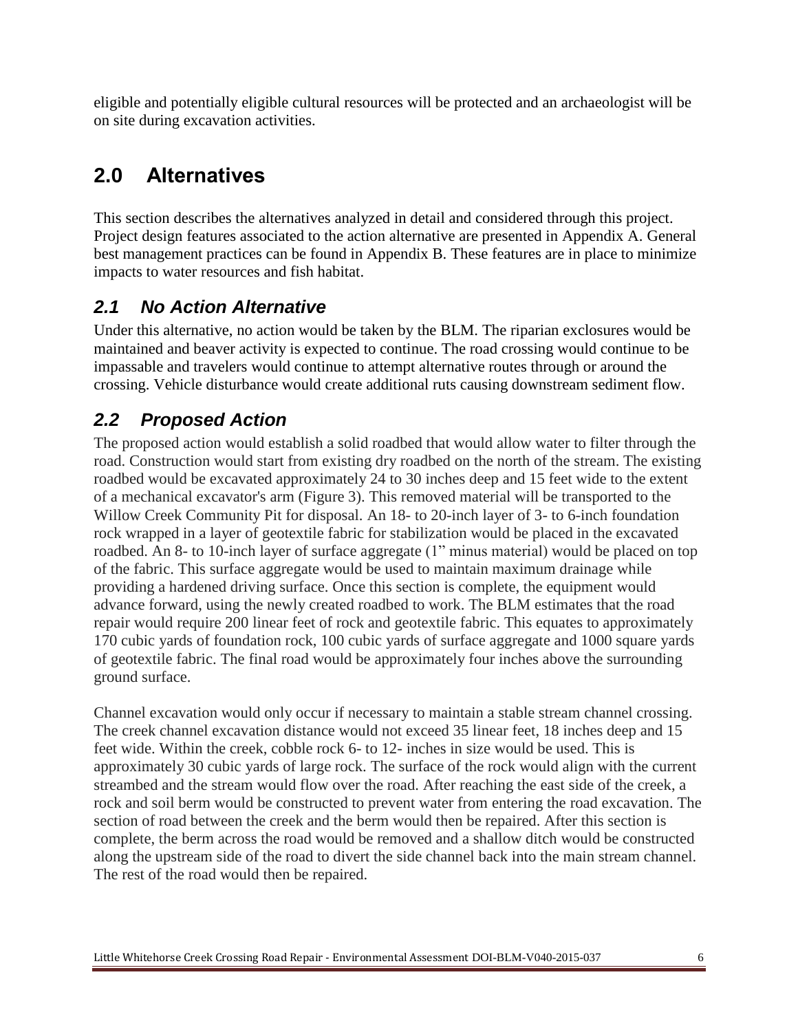eligible and potentially eligible cultural resources will be protected and an archaeologist will be on site during excavation activities.

# 2.0 Alternatives

This section describes the alternatives analyzed in detail and considered through this project. Project design features associated to the action alternative are presented in Appendix A. General best management practices can be found in Appendix B. These features are in place to minimize impacts to water resources and fish habitat.

## *2.1 No Action Alternative*

Under this alternative, no action would be taken by the BLM. The riparian exclosures would be maintained and beaver activity is expected to continue. The road crossing would continue to be impassable and travelers would continue to attempt alternative routes through or around the crossing. Vehicle disturbance would create additional ruts causing downstream sediment flow.

## *2.2 Proposed Action*

The proposed action would establish a solid roadbed that would allow water to filter through the road. Construction would start from existing dry roadbed on the north of the stream. The existing roadbed would be excavated approximately 24 to 30 inches deep and 15 feet wide to the extent of a mechanical excavator's arm (Figure 3). This removed material will be transported to the Willow Creek Community Pit for disposal. An 18- to 20-inch layer of 3- to 6-inch foundation rock wrapped in a layer of geotextile fabric for stabilization would be placed in the excavated roadbed. An 8- to 10-inch layer of surface aggregate (1" minus material) would be placed on top of the fabric. This surface aggregate would be used to maintain maximum drainage while providing a hardened driving surface. Once this section is complete, the equipment would advance forward, using the newly created roadbed to work. The BLM estimates that the road repair would require 200 linear feet of rock and geotextile fabric. This equates to approximately 170 cubic yards of foundation rock, 100 cubic yards of surface aggregate and 1000 square yards of geotextile fabric. The final road would be approximately four inches above the surrounding ground surface.

Channel excavation would only occur if necessary to maintain a stable stream channel crossing. The creek channel excavation distance would not exceed 35 linear feet, 18 inches deep and 15 feet wide. Within the creek, cobble rock 6- to 12- inches in size would be used. This is approximately 30 cubic yards of large rock. The surface of the rock would align with the current streambed and the stream would flow over the road. After reaching the east side of the creek, a rock and soil berm would be constructed to prevent water from entering the road excavation. The section of road between the creek and the berm would then be repaired. After this section is complete, the berm across the road would be removed and a shallow ditch would be constructed along the upstream side of the road to divert the side channel back into the main stream channel. The rest of the road would then be repaired.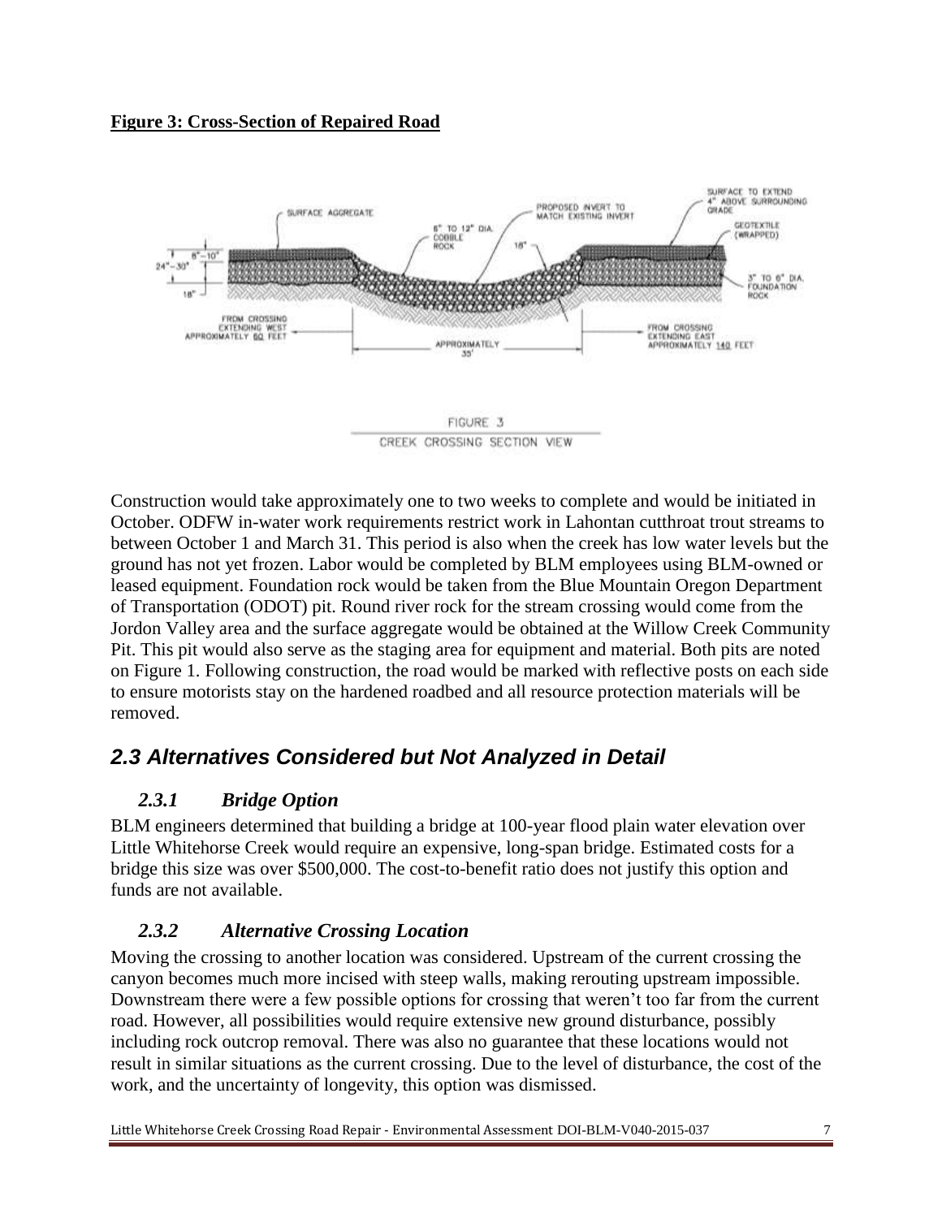**Figure 3: Cross-Section of Repaired Road**

SURFACE AGGREGATE

PROPOSED INVERT TO MATCH EXISTING INVERT

SURFACE TO EXTEND 4" ABOVE SURROUNDING GRADE

6" TO 12" DIA. COBBLE ROCK

18"

GEOTEXTILE (WRAPPED)

6"–10"

24"–30"

18"

3" TO 6" DIA. FOUNDATION ROCK

FROM CROSSING EXTENDING WEST APPROXIMATELY 60 FEET

APPROXIMATELY 35'

FROM CROSSING EXTENDING EAST APPROXIMATELY 140 FEET

FIGURE 3

CREEK CROSSING SECTION VIEW

Construction would take approximately one to two weeks to complete and would be initiated in October. ODFW in-water work requirements restrict work in Lahontan cutthroat trout streams to between October 1 and March 31. This period is also when the creek has low water levels but the ground has not yet frozen. Labor would be completed by BLM employees using BLM-owned or leased equipment. Foundation rock would be taken from the Blue Mountain Oregon Department of Transportation (ODOT) pit. Round river rock for the stream crossing would come from the Jordon Valley area and the surface aggregate would be obtained at the Willow Creek Community Pit. This pit would also serve as the staging area for equipment and material. Both pits are noted on Figure 1. Following construction, the road would be marked with reflective posts on each side to ensure motorists stay on the hardened roadbed and all resource protection materials will be removed.

## *2.3 Alternatives Considered but Not Analyzed in Detail*

### *2.3.1 Bridge Option*

BLM engineers determined that building a bridge at 100-year flood plain water elevation over Little Whitehorse Creek would require an expensive, long-span bridge. Estimated costs for a bridge this size was over $500,000. The cost-to-benefit ratio does not justify this option and funds are not available.

### *2.3.2 Alternative Crossing Location*

Moving the crossing to another location was considered. Upstream of the current crossing the canyon becomes much more incised with steep walls, making rerouting upstream impossible. Downstream there were a few possible options for crossing that weren't too far from the current road. However, all possibilities would require extensive new ground disturbance, possibly including rock outcrop removal. There was also no guarantee that these locations would not result in similar situations as the current crossing. Due to the level of disturbance, the cost of the work, and the uncertainty of longevity, this option was dismissed.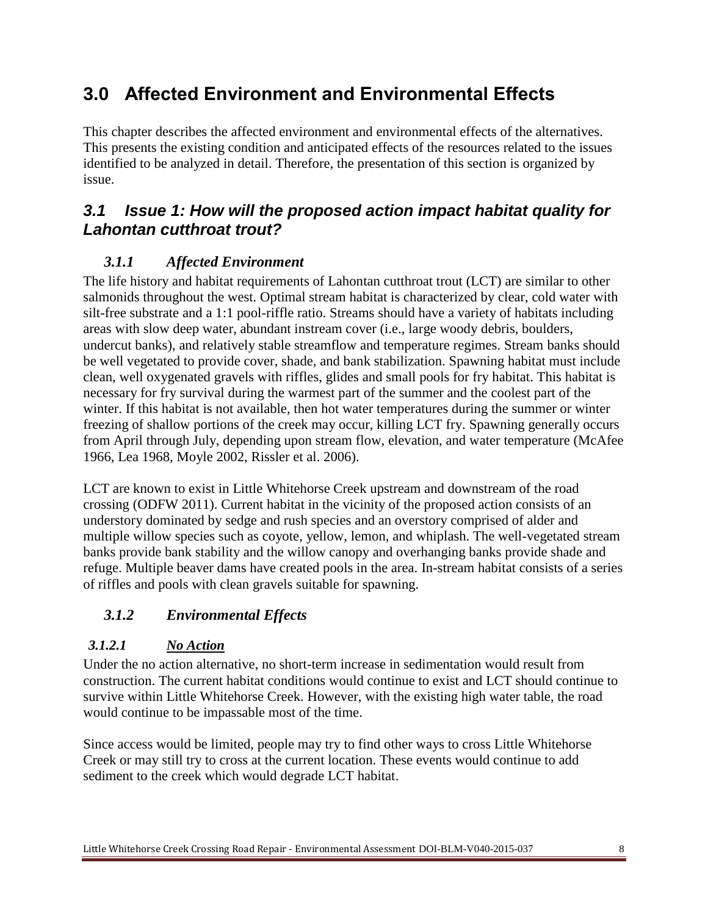# 3.0 Affected Environment and Environmental Effects

This chapter describes the affected environment and environmental effects of the alternatives. This presents the existing condition and anticipated effects of the resources related to the issues identified to be analyzed in detail. Therefore, the presentation of this section is organized by issue.

## *3.1 Issue 1: How will the proposed action impact habitat quality for Lahontan cutthroat trout?*

### *3.1.1 Affected Environment*

The life history and habitat requirements of Lahontan cutthroat trout (LCT) are similar to other salmonids throughout the west. Optimal stream habitat is characterized by clear, cold water with silt-free substrate and a 1:1 pool-riffle ratio. Streams should have a variety of habitats including areas with slow deep water, abundant instream cover (i.e., large woody debris, boulders, undercut banks), and relatively stable streamflow and temperature regimes. Stream banks should be well vegetated to provide cover, shade, and bank stabilization. Spawning habitat must include clean, well oxygenated gravels with riffles, glides and small pools for fry habitat. This habitat is necessary for fry survival during the warmest part of the summer and the coolest part of the winter. If this habitat is not available, then hot water temperatures during the summer or winter freezing of shallow portions of the creek may occur, killing LCT fry. Spawning generally occurs from April through July, depending upon stream flow, elevation, and water temperature (McAfee 1966, Lea 1968, Moyle 2002, Rissler et al. 2006).

LCT are known to exist in Little Whitehorse Creek upstream and downstream of the road crossing (ODFW 2011). Current habitat in the vicinity of the proposed action consists of an understory dominated by sedge and rush species and an overstory comprised of alder and multiple willow species such as coyote, yellow, lemon, and whiplash. The well-vegetated stream banks provide bank stability and the willow canopy and overhanging banks provide shade and refuge. Multiple beaver dams have created pools in the area. In-stream habitat consists of a series of riffles and pools with clean gravels suitable for spawning.

### *3.1.2 Environmental Effects*

#### ***3.1.2.1 <u>No Action</u>***

Under the no action alternative, no short-term increase in sedimentation would result from construction. The current habitat conditions would continue to exist and LCT should continue to survive within Little Whitehorse Creek. However, with the existing high water table, the road would continue to be impassable most of the time.

Since access would be limited, people may try to find other ways to cross Little Whitehorse Creek or may still try to cross at the current location. These events would continue to add sediment to the creek which would degrade LCT habitat.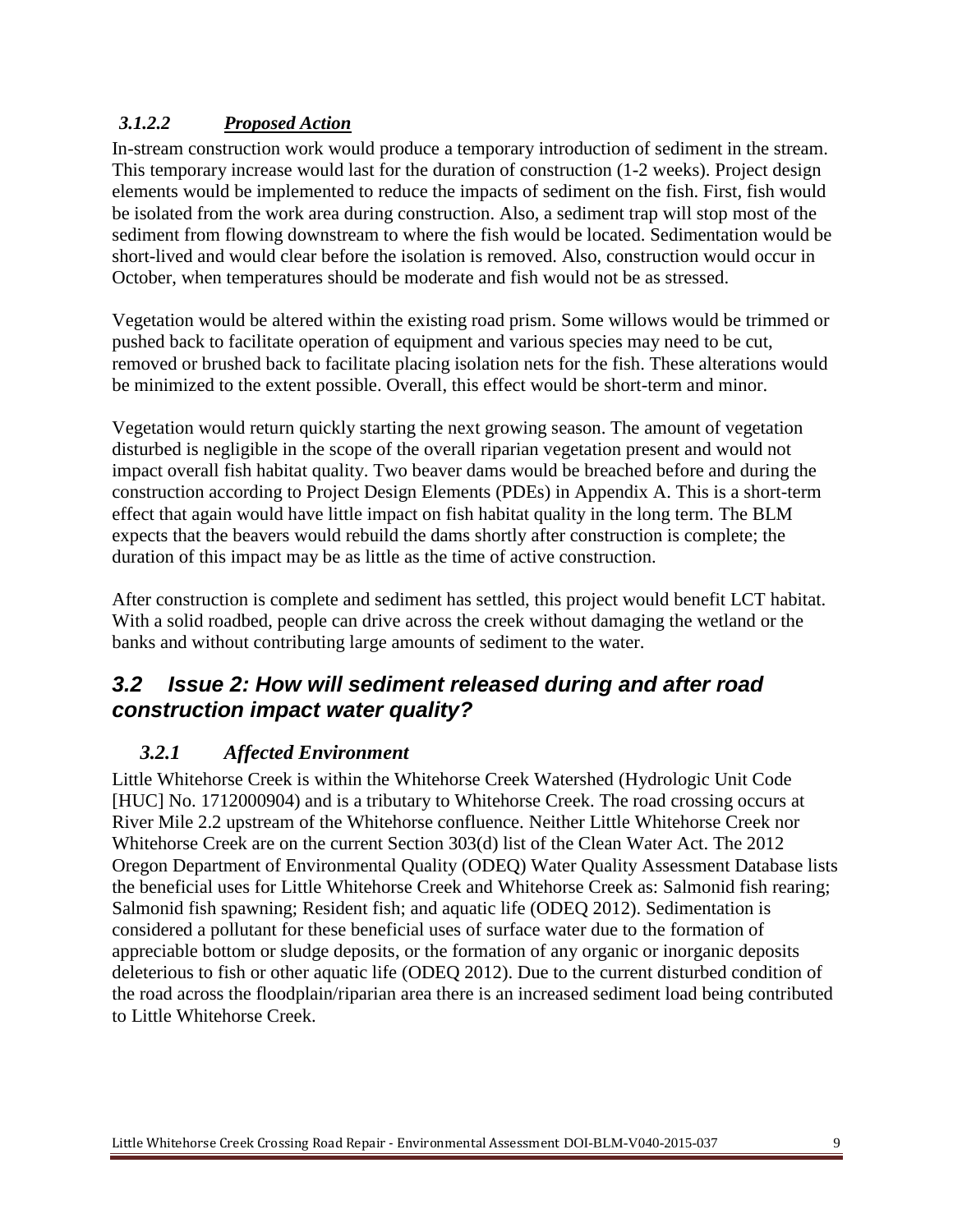#### *3.1.2.2 Proposed Action*

In-stream construction work would produce a temporary introduction of sediment in the stream. This temporary increase would last for the duration of construction (1-2 weeks). Project design elements would be implemented to reduce the impacts of sediment on the fish. First, fish would be isolated from the work area during construction. Also, a sediment trap will stop most of the sediment from flowing downstream to where the fish would be located. Sedimentation would be short-lived and would clear before the isolation is removed. Also, construction would occur in October, when temperatures should be moderate and fish would not be as stressed.

Vegetation would be altered within the existing road prism. Some willows would be trimmed or pushed back to facilitate operation of equipment and various species may need to be cut, removed or brushed back to facilitate placing isolation nets for the fish. These alterations would be minimized to the extent possible. Overall, this effect would be short-term and minor.

Vegetation would return quickly starting the next growing season. The amount of vegetation disturbed is negligible in the scope of the overall riparian vegetation present and would not impact overall fish habitat quality. Two beaver dams would be breached before and during the construction according to Project Design Elements (PDEs) in Appendix A. This is a short-term effect that again would have little impact on fish habitat quality in the long term. The BLM expects that the beavers would rebuild the dams shortly after construction is complete; the duration of this impact may be as little as the time of active construction.

After construction is complete and sediment has settled, this project would benefit LCT habitat. With a solid roadbed, people can drive across the creek without damaging the wetland or the banks and without contributing large amounts of sediment to the water.

## *3.2 Issue 2: How will sediment released during and after road construction impact water quality?*

### *3.2.1 Affected Environment*

Little Whitehorse Creek is within the Whitehorse Creek Watershed (Hydrologic Unit Code [HUC] No. 1712000904) and is a tributary to Whitehorse Creek. The road crossing occurs at River Mile 2.2 upstream of the Whitehorse confluence. Neither Little Whitehorse Creek nor Whitehorse Creek are on the current Section 303(d) list of the Clean Water Act. The 2012 Oregon Department of Environmental Quality (ODEQ) Water Quality Assessment Database lists the beneficial uses for Little Whitehorse Creek and Whitehorse Creek as: Salmonid fish rearing; Salmonid fish spawning; Resident fish; and aquatic life (ODEQ 2012). Sedimentation is considered a pollutant for these beneficial uses of surface water due to the formation of appreciable bottom or sludge deposits, or the formation of any organic or inorganic deposits deleterious to fish or other aquatic life (ODEQ 2012). Due to the current disturbed condition of the road across the floodplain/riparian area there is an increased sediment load being contributed to Little Whitehorse Creek.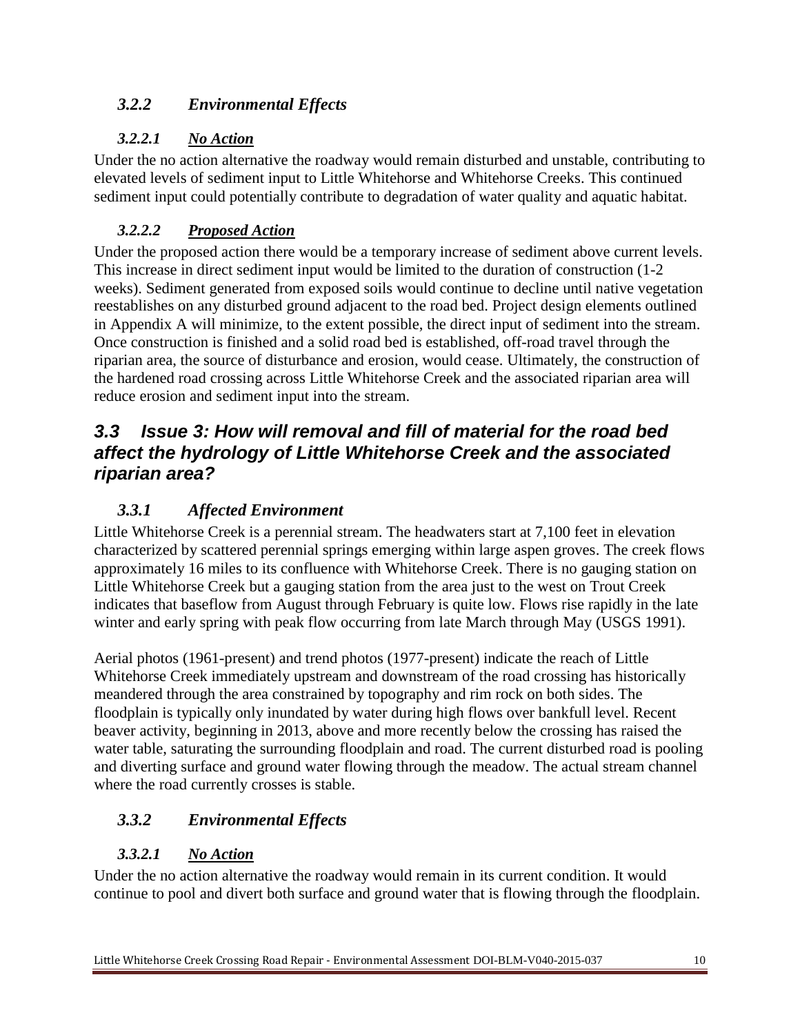### *3.2.2 Environmental Effects*

#### *3.2.2.1 No Action*

Under the no action alternative the roadway would remain disturbed and unstable, contributing to elevated levels of sediment input to Little Whitehorse and Whitehorse Creeks. This continued sediment input could potentially contribute to degradation of water quality and aquatic habitat.

#### *3.2.2.2 Proposed Action*

Under the proposed action there would be a temporary increase of sediment above current levels. This increase in direct sediment input would be limited to the duration of construction (1-2 weeks). Sediment generated from exposed soils would continue to decline until native vegetation reestablishes on any disturbed ground adjacent to the road bed. Project design elements outlined in Appendix A will minimize, to the extent possible, the direct input of sediment into the stream. Once construction is finished and a solid road bed is established, off-road travel through the riparian area, the source of disturbance and erosion, would cease. Ultimately, the construction of the hardened road crossing across Little Whitehorse Creek and the associated riparian area will reduce erosion and sediment input into the stream.

## *3.3 Issue 3: How will removal and fill of material for the road bed affect the hydrology of Little Whitehorse Creek and the associated riparian area?*

### *3.3.1 Affected Environment*

Little Whitehorse Creek is a perennial stream. The headwaters start at 7,100 feet in elevation characterized by scattered perennial springs emerging within large aspen groves. The creek flows approximately 16 miles to its confluence with Whitehorse Creek. There is no gauging station on Little Whitehorse Creek but a gauging station from the area just to the west on Trout Creek indicates that baseflow from August through February is quite low. Flows rise rapidly in the late winter and early spring with peak flow occurring from late March through May (USGS 1991).

Aerial photos (1961-present) and trend photos (1977-present) indicate the reach of Little Whitehorse Creek immediately upstream and downstream of the road crossing has historically meandered through the area constrained by topography and rim rock on both sides. The floodplain is typically only inundated by water during high flows over bankfull level. Recent beaver activity, beginning in 2013, above and more recently below the crossing has raised the water table, saturating the surrounding floodplain and road. The current disturbed road is pooling and diverting surface and ground water flowing through the meadow. The actual stream channel where the road currently crosses is stable.

### *3.3.2 Environmental Effects*

#### *3.3.2.1 No Action*

Under the no action alternative the roadway would remain in its current condition. It would continue to pool and divert both surface and ground water that is flowing through the floodplain.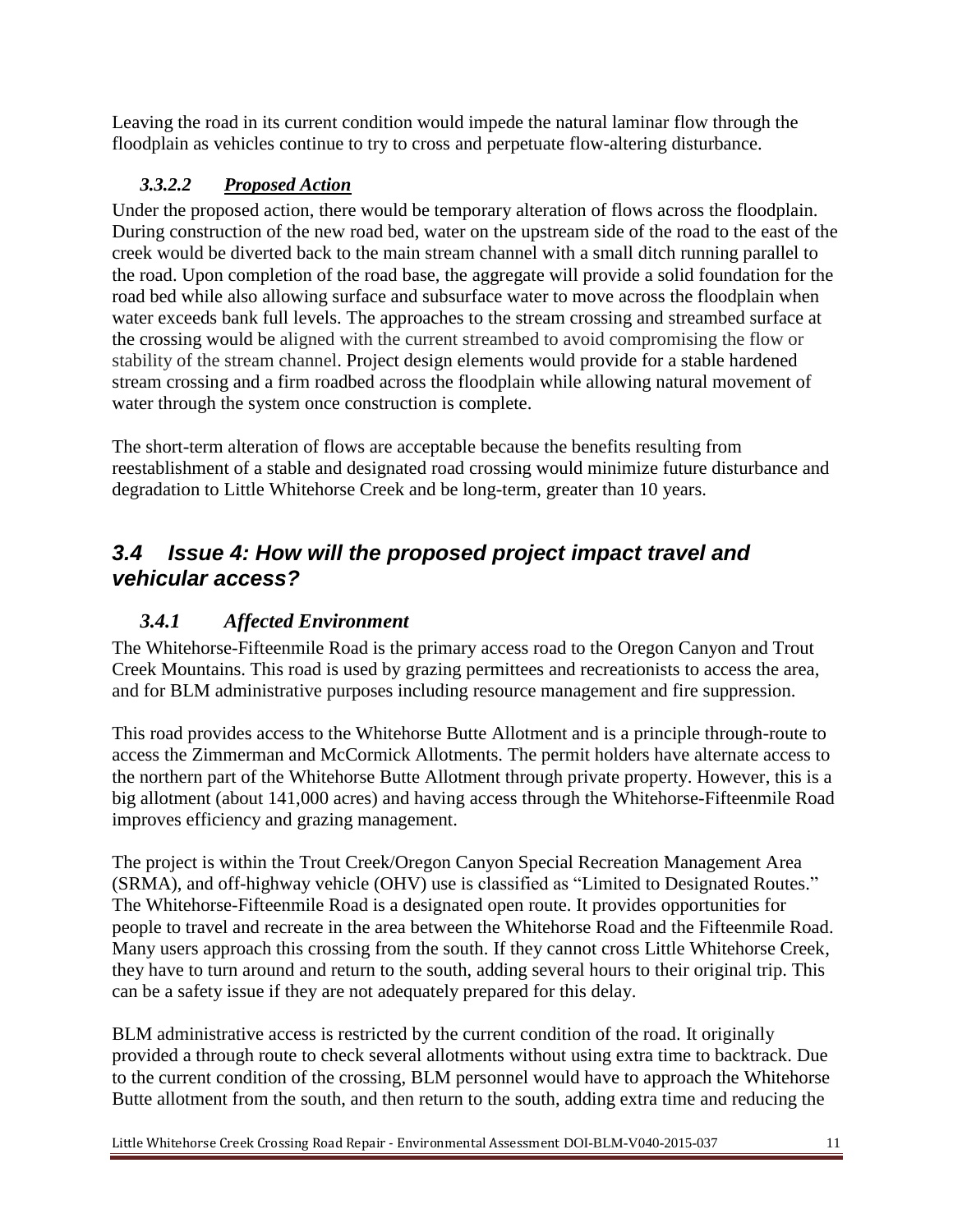Leaving the road in its current condition would impede the natural laminar flow through the floodplain as vehicles continue to try to cross and perpetuate flow-altering disturbance.

#### *3.3.2.2 Proposed Action*

Under the proposed action, there would be temporary alteration of flows across the floodplain. During construction of the new road bed, water on the upstream side of the road to the east of the creek would be diverted back to the main stream channel with a small ditch running parallel to the road. Upon completion of the road base, the aggregate will provide a solid foundation for the road bed while also allowing surface and subsurface water to move across the floodplain when water exceeds bank full levels. The approaches to the stream crossing and streambed surface at the crossing would be aligned with the current streambed to avoid compromising the flow or stability of the stream channel. Project design elements would provide for a stable hardened stream crossing and a firm roadbed across the floodplain while allowing natural movement of water through the system once construction is complete.

The short-term alteration of flows are acceptable because the benefits resulting from reestablishment of a stable and designated road crossing would minimize future disturbance and degradation to Little Whitehorse Creek and be long-term, greater than 10 years.

## *3.4 Issue 4: How will the proposed project impact travel and vehicular access?*

### *3.4.1 Affected Environment*

The Whitehorse-Fifteenmile Road is the primary access road to the Oregon Canyon and Trout Creek Mountains. This road is used by grazing permittees and recreationists to access the area, and for BLM administrative purposes including resource management and fire suppression.

This road provides access to the Whitehorse Butte Allotment and is a principle through-route to access the Zimmerman and McCormick Allotments. The permit holders have alternate access to the northern part of the Whitehorse Butte Allotment through private property. However, this is a big allotment (about 141,000 acres) and having access through the Whitehorse-Fifteenmile Road improves efficiency and grazing management.

The project is within the Trout Creek/Oregon Canyon Special Recreation Management Area (SRMA), and off-highway vehicle (OHV) use is classified as "Limited to Designated Routes." The Whitehorse-Fifteenmile Road is a designated open route. It provides opportunities for people to travel and recreate in the area between the Whitehorse Road and the Fifteenmile Road. Many users approach this crossing from the south. If they cannot cross Little Whitehorse Creek, they have to turn around and return to the south, adding several hours to their original trip. This can be a safety issue if they are not adequately prepared for this delay.

BLM administrative access is restricted by the current condition of the road. It originally provided a through route to check several allotments without using extra time to backtrack. Due to the current condition of the crossing, BLM personnel would have to approach the Whitehorse Butte allotment from the south, and then return to the south, adding extra time and reducing the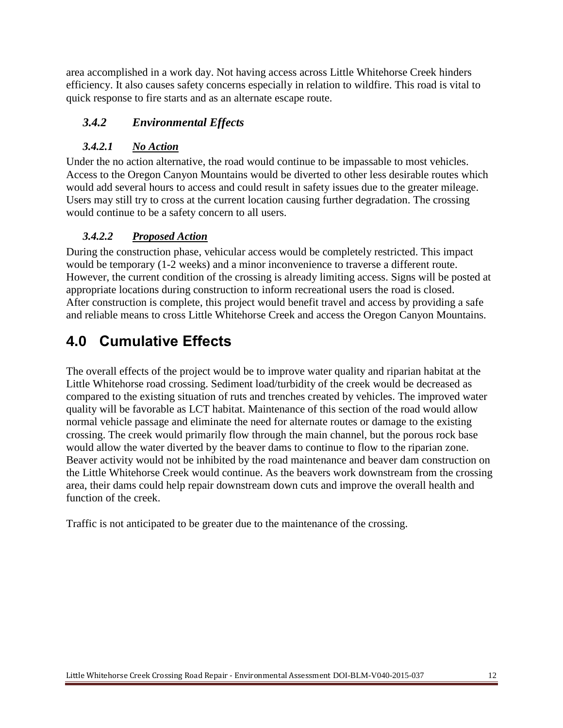area accomplished in a work day. Not having access across Little Whitehorse Creek hinders efficiency. It also causes safety concerns especially in relation to wildfire. This road is vital to quick response to fire starts and as an alternate escape route.

### *3.4.2 Environmental Effects*

#### *3.4.2.1 <u>No Action</u>*

Under the no action alternative, the road would continue to be impassable to most vehicles. Access to the Oregon Canyon Mountains would be diverted to other less desirable routes which would add several hours to access and could result in safety issues due to the greater mileage. Users may still try to cross at the current location causing further degradation. The crossing would continue to be a safety concern to all users.

#### *3.4.2.2 <u>Proposed Action</u>*

During the construction phase, vehicular access would be completely restricted. This impact would be temporary (1-2 weeks) and a minor inconvenience to traverse a different route. However, the current condition of the crossing is already limiting access. Signs will be posted at appropriate locations during construction to inform recreational users the road is closed. After construction is complete, this project would benefit travel and access by providing a safe and reliable means to cross Little Whitehorse Creek and access the Oregon Canyon Mountains.

# 4.0 Cumulative Effects

The overall effects of the project would be to improve water quality and riparian habitat at the Little Whitehorse road crossing. Sediment load/turbidity of the creek would be decreased as compared to the existing situation of ruts and trenches created by vehicles. The improved water quality will be favorable as LCT habitat. Maintenance of this section of the road would allow normal vehicle passage and eliminate the need for alternate routes or damage to the existing crossing. The creek would primarily flow through the main channel, but the porous rock base would allow the water diverted by the beaver dams to continue to flow to the riparian zone. Beaver activity would not be inhibited by the road maintenance and beaver dam construction on the Little Whitehorse Creek would continue. As the beavers work downstream from the crossing area, their dams could help repair downstream down cuts and improve the overall health and function of the creek.

Traffic is not anticipated to be greater due to the maintenance of the crossing.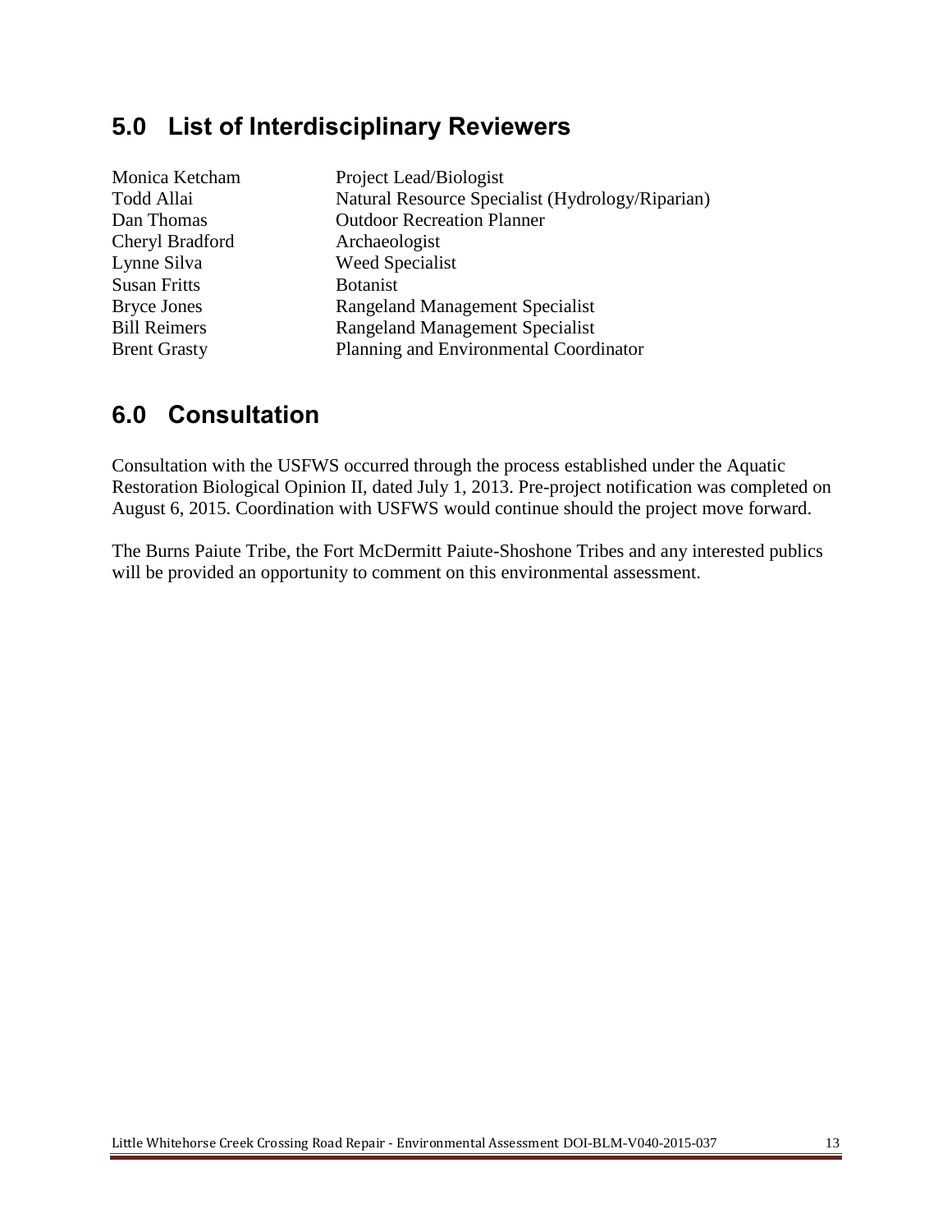## 5.0 List of Interdisciplinary Reviewers

| | |
|---|---|
| Monica Ketcham | Project Lead/Biologist |
| Todd Allai | Natural Resource Specialist (Hydrology/Riparian) |
| Dan Thomas | Outdoor Recreation Planner |
| Cheryl Bradford | Archaeologist |
| Lynne Silva | Weed Specialist |
| Susan Fritts | Botanist |
| Bryce Jones | Rangeland Management Specialist |
| Bill Reimers | Rangeland Management Specialist |
| Brent Grasty | Planning and Environmental Coordinator |

## 6.0 Consultation

Consultation with the USFWS occurred through the process established under the Aquatic Restoration Biological Opinion II, dated July 1, 2013. Pre-project notification was completed on August 6, 2015. Coordination with USFWS would continue should the project move forward.

The Burns Paiute Tribe, the Fort McDermitt Paiute-Shoshone Tribes and any interested publics will be provided an opportunity to comment on this environmental assessment.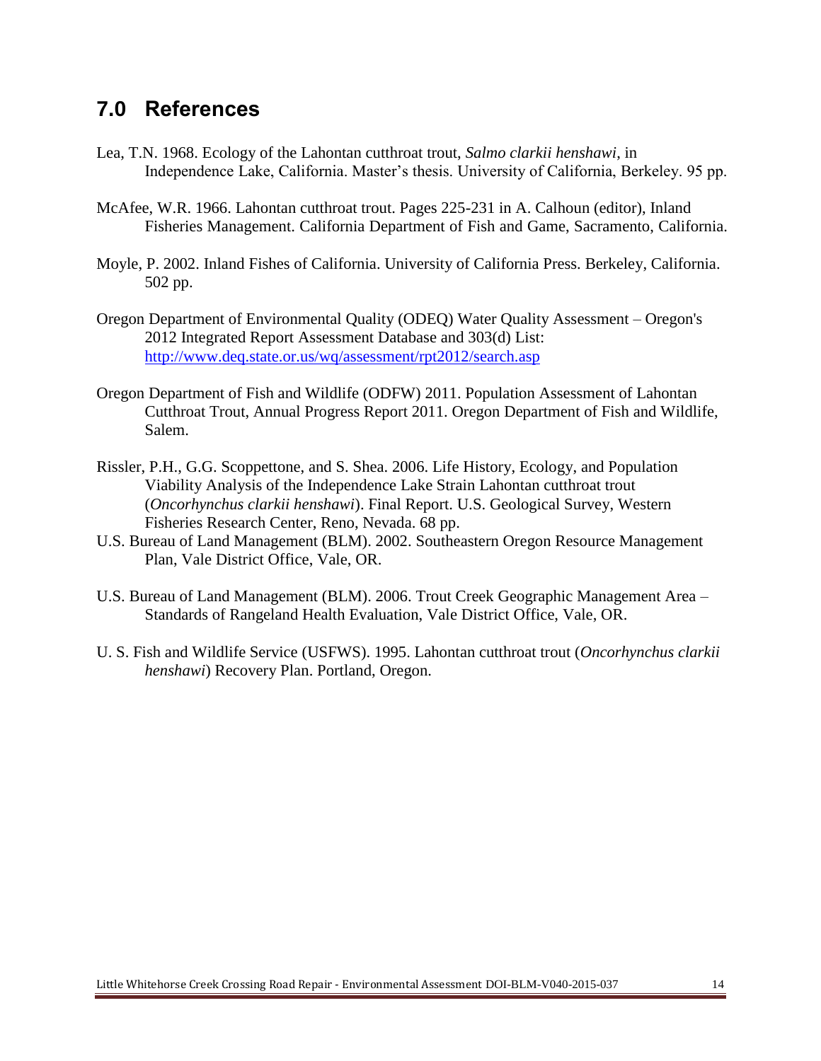## 7.0 References

Lea, T.N. 1968. Ecology of the Lahontan cutthroat trout, *Salmo clarkii henshawi*, in Independence Lake, California. Master's thesis. University of California, Berkeley. 95 pp.

McAfee, W.R. 1966. Lahontan cutthroat trout. Pages 225-231 in A. Calhoun (editor), Inland Fisheries Management. California Department of Fish and Game, Sacramento, California.

Moyle, P. 2002. Inland Fishes of California. University of California Press. Berkeley, California. 502 pp.

Oregon Department of Environmental Quality (ODEQ) Water Quality Assessment – Oregon's 2012 Integrated Report Assessment Database and 303(d) List: http://www.deq.state.or.us/wq/assessment/rpt2012/search.asp

Oregon Department of Fish and Wildlife (ODFW) 2011. Population Assessment of Lahontan Cutthroat Trout, Annual Progress Report 2011. Oregon Department of Fish and Wildlife, Salem.

Rissler, P.H., G.G. Scoppettone, and S. Shea. 2006. Life History, Ecology, and Population Viability Analysis of the Independence Lake Strain Lahontan cutthroat trout (*Oncorhynchus clarkii henshawi*). Final Report. U.S. Geological Survey, Western Fisheries Research Center, Reno, Nevada. 68 pp.

U.S. Bureau of Land Management (BLM). 2002. Southeastern Oregon Resource Management Plan, Vale District Office, Vale, OR.

U.S. Bureau of Land Management (BLM). 2006. Trout Creek Geographic Management Area – Standards of Rangeland Health Evaluation, Vale District Office, Vale, OR.

U. S. Fish and Wildlife Service (USFWS). 1995. Lahontan cutthroat trout (*Oncorhynchus clarkii henshawi*) Recovery Plan. Portland, Oregon.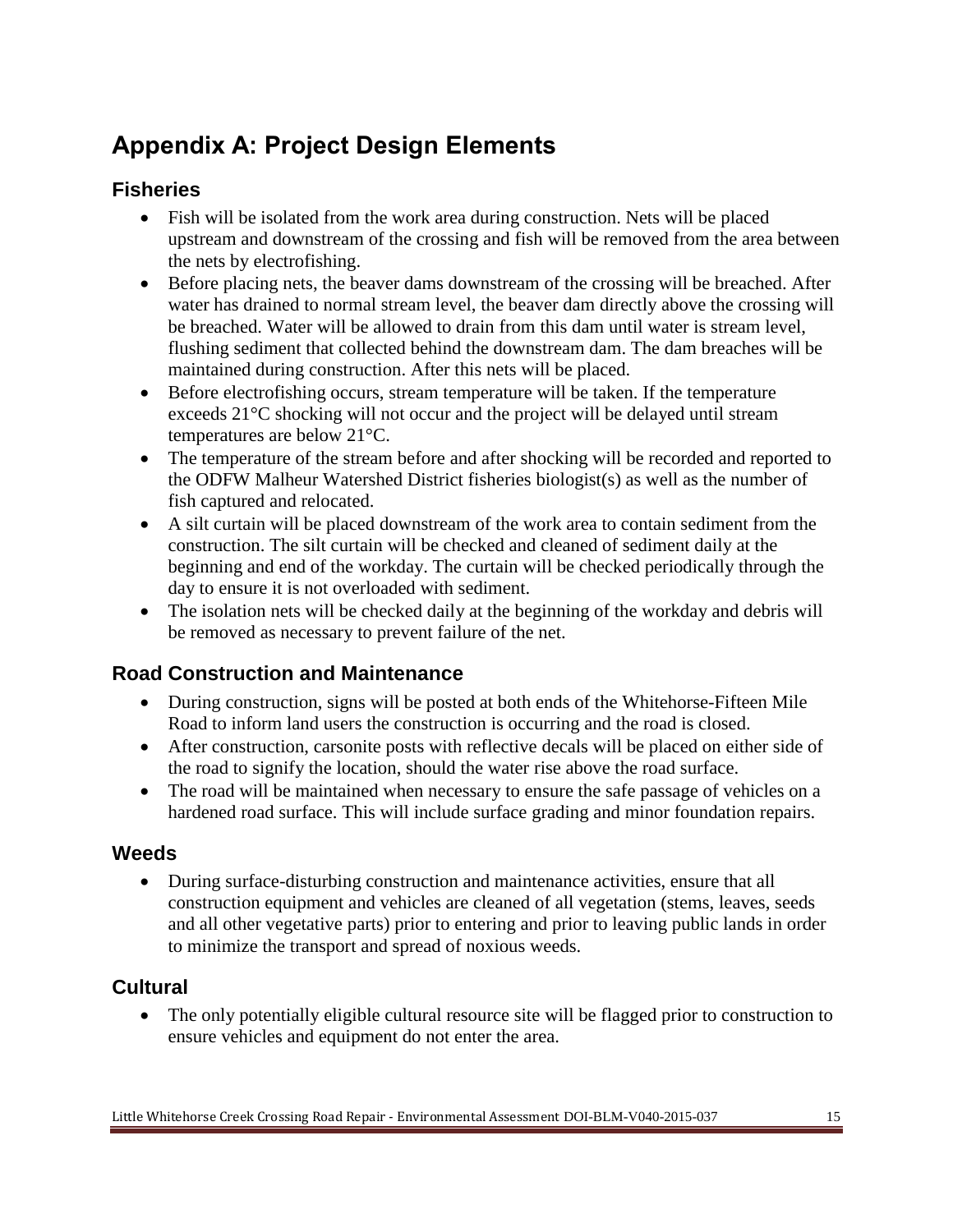# Appendix A: Project Design Elements

## Fisheries

- Fish will be isolated from the work area during construction. Nets will be placed upstream and downstream of the crossing and fish will be removed from the area between the nets by electrofishing.
- Before placing nets, the beaver dams downstream of the crossing will be breached. After water has drained to normal stream level, the beaver dam directly above the crossing will be breached. Water will be allowed to drain from this dam until water is stream level, flushing sediment that collected behind the downstream dam. The dam breaches will be maintained during construction. After this nets will be placed.
- Before electrofishing occurs, stream temperature will be taken. If the temperature exceeds 21°C shocking will not occur and the project will be delayed until stream temperatures are below 21°C.
- The temperature of the stream before and after shocking will be recorded and reported to the ODFW Malheur Watershed District fisheries biologist(s) as well as the number of fish captured and relocated.
- A silt curtain will be placed downstream of the work area to contain sediment from the construction. The silt curtain will be checked and cleaned of sediment daily at the beginning and end of the workday. The curtain will be checked periodically through the day to ensure it is not overloaded with sediment.
- The isolation nets will be checked daily at the beginning of the workday and debris will be removed as necessary to prevent failure of the net.

## Road Construction and Maintenance

- During construction, signs will be posted at both ends of the Whitehorse-Fifteen Mile Road to inform land users the construction is occurring and the road is closed.
- After construction, carsonite posts with reflective decals will be placed on either side of the road to signify the location, should the water rise above the road surface.
- The road will be maintained when necessary to ensure the safe passage of vehicles on a hardened road surface. This will include surface grading and minor foundation repairs.

## Weeds

- During surface-disturbing construction and maintenance activities, ensure that all construction equipment and vehicles are cleaned of all vegetation (stems, leaves, seeds and all other vegetative parts) prior to entering and prior to leaving public lands in order to minimize the transport and spread of noxious weeds.

## Cultural

- The only potentially eligible cultural resource site will be flagged prior to construction to ensure vehicles and equipment do not enter the area.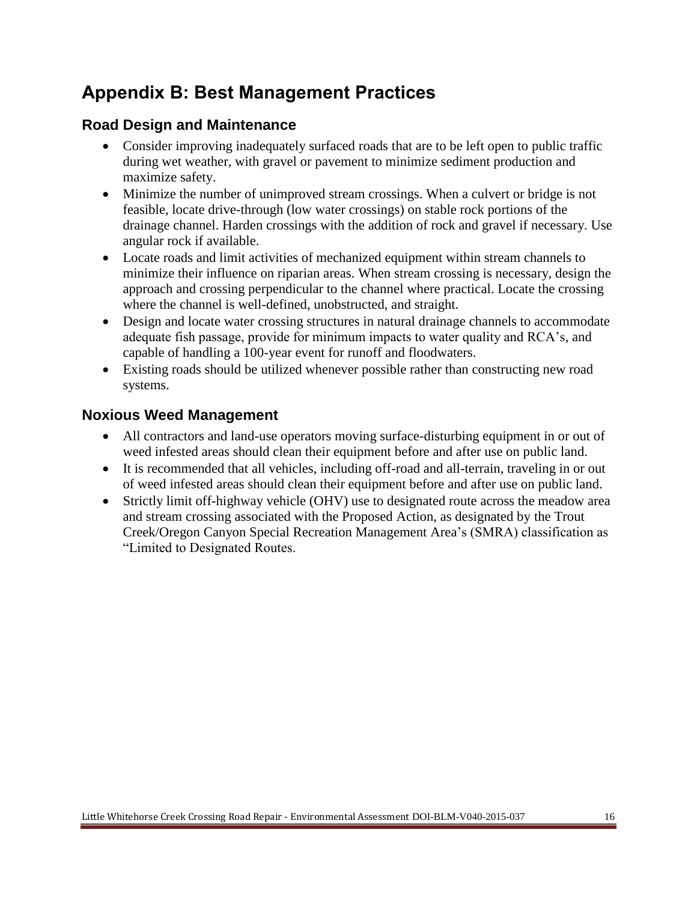# Appendix B: Best Management Practices

## Road Design and Maintenance

- Consider improving inadequately surfaced roads that are to be left open to public traffic during wet weather, with gravel or pavement to minimize sediment production and maximize safety.
- Minimize the number of unimproved stream crossings. When a culvert or bridge is not feasible, locate drive-through (low water crossings) on stable rock portions of the drainage channel. Harden crossings with the addition of rock and gravel if necessary. Use angular rock if available.
- Locate roads and limit activities of mechanized equipment within stream channels to minimize their influence on riparian areas. When stream crossing is necessary, design the approach and crossing perpendicular to the channel where practical. Locate the crossing where the channel is well-defined, unobstructed, and straight.
- Design and locate water crossing structures in natural drainage channels to accommodate adequate fish passage, provide for minimum impacts to water quality and RCA's, and capable of handling a 100-year event for runoff and floodwaters.
- Existing roads should be utilized whenever possible rather than constructing new road systems.

## Noxious Weed Management

- All contractors and land-use operators moving surface-disturbing equipment in or out of weed infested areas should clean their equipment before and after use on public land.
- It is recommended that all vehicles, including off-road and all-terrain, traveling in or out of weed infested areas should clean their equipment before and after use on public land.
- Strictly limit off-highway vehicle (OHV) use to designated route across the meadow area and stream crossing associated with the Proposed Action, as designated by the Trout Creek/Oregon Canyon Special Recreation Management Area's (SMRA) classification as "Limited to Designated Routes.